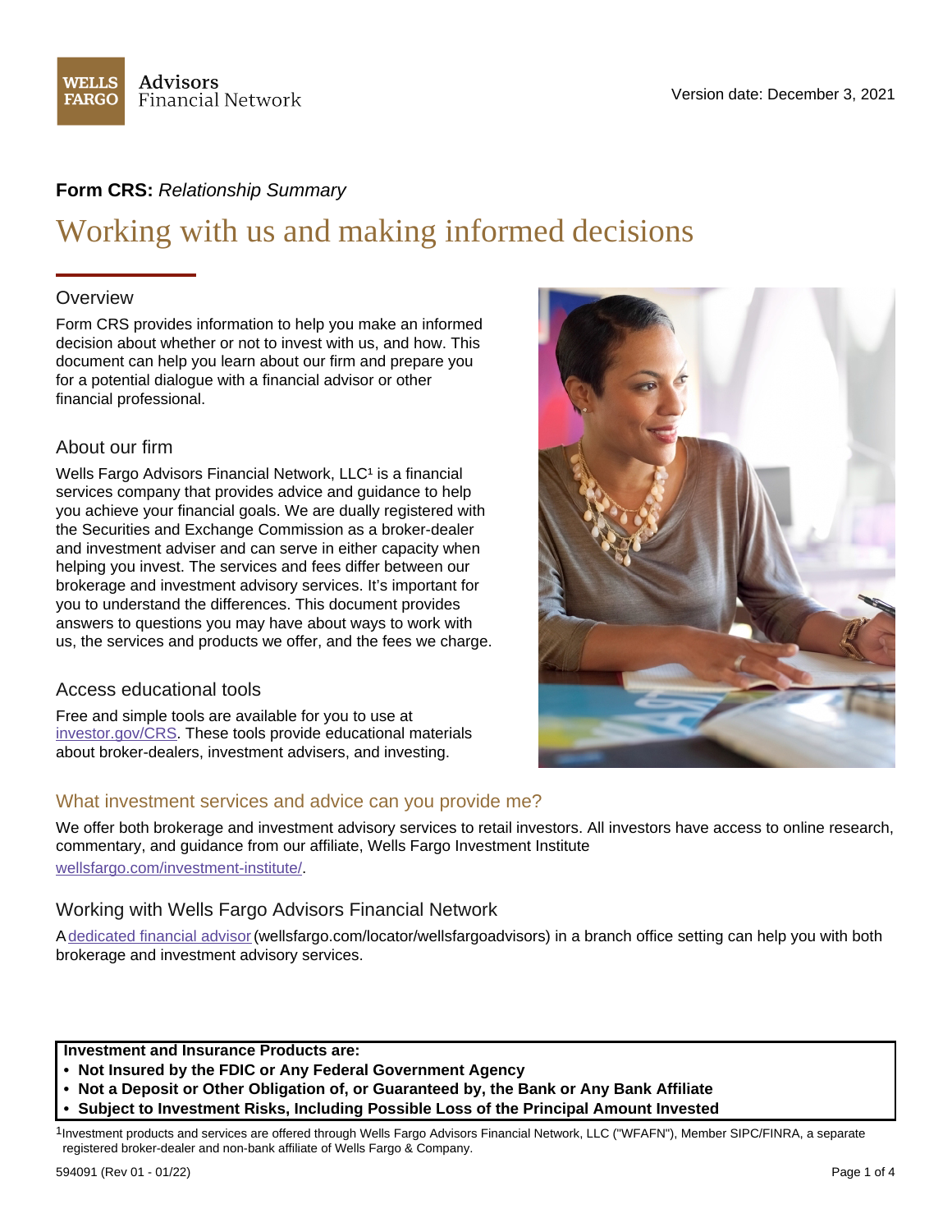Wells Fargo Advisors Financial Network

Version date: December 3, 2021

**Form CRS:** *Relationship Summary*

# Working with us and making informed decisions

## Overview

Form CRS provides information to help you make an informed decision about whether or not to invest with us, and how. This document can help you learn about our firm and prepare you for a potential dialogue with a financial advisor or other financial professional.

## About our firm

Wells Fargo Advisors Financial Network, LLC[1] is a financial services company that provides advice and guidance to help you achieve your financial goals. We are dually registered with the Securities and Exchange Commission as a broker-dealer and investment adviser and can serve in either capacity when helping you invest. The services and fees differ between our brokerage and investment advisory services. It's important for you to understand the differences. This document provides answers to questions you may have about ways to work with us, the services and products we offer, and the fees we charge.

## Access educational tools

Free and simple tools are available for you to use at investor.gov/CRS. These tools provide educational materials about broker-dealers, investment advisers, and investing.

## What investment services and advice can you provide me?

We offer both brokerage and investment advisory services to retail investors. All investors have access to online research, commentary, and guidance from our affiliate, Wells Fargo Investment Institute wellsfargo.com/investment-institute/.

## Working with Wells Fargo Advisors Financial Network

A dedicated financial advisor (wellsfargo.com/locator/wellsfargoadvisors) in a branch office setting can help you with both brokerage and investment advisory services.

**Investment and Insurance Products are:**

- **Not Insured by the FDIC or Any Federal Government Agency**
- **Not a Deposit or Other Obligation of, or Guaranteed by, the Bank or Any Bank Affiliate**
- **Subject to Investment Risks, Including Possible Loss of the Principal Amount Invested**

[1] Investment products and services are offered through Wells Fargo Advisors Financial Network, LLC ("WFAFN"), Member SIPC/FINRA, a separate registered broker-dealer and non-bank affiliate of Wells Fargo & Company.

594091 (Rev 01 - 01/22)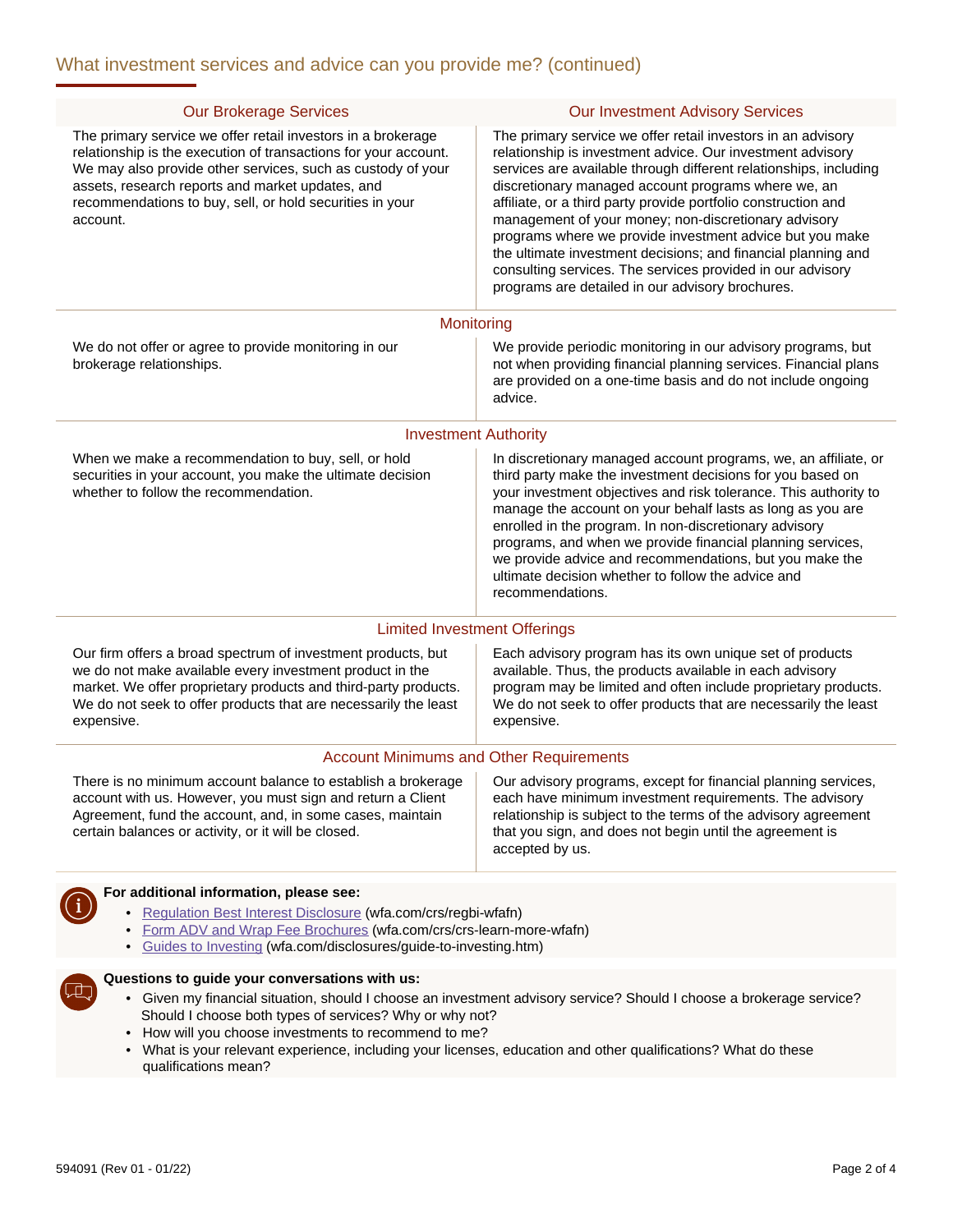## What investment services and advice can you provide me? (continued)

| Our Brokerage Services | Our Investment Advisory Services |
|---|---|
| The primary service we offer retail investors in a brokerage relationship is the execution of transactions for your account. We may also provide other services, such as custody of your assets, research reports and market updates, and recommendations to buy, sell, or hold securities in your account. | The primary service we offer retail investors in an advisory relationship is investment advice. Our investment advisory services are available through different relationships, including discretionary managed account programs where we, an affiliate, or a third party provide portfolio construction and management of your money; non-discretionary advisory programs where we provide investment advice but you make the ultimate investment decisions; and financial planning and consulting services. The services provided in our advisory programs are detailed in our advisory brochures. |
| **Monitoring** | |
| We do not offer or agree to provide monitoring in our brokerage relationships. | We provide periodic monitoring in our advisory programs, but not when providing financial planning services. Financial plans are provided on a one-time basis and do not include ongoing advice. |
| **Investment Authority** | |
| When we make a recommendation to buy, sell, or hold securities in your account, you make the ultimate decision whether to follow the recommendation. | In discretionary managed account programs, we, an affiliate, or third party make the investment decisions for you based on your investment objectives and risk tolerance. This authority to manage the account on your behalf lasts as long as you are enrolled in the program. In non-discretionary advisory programs, and when we provide financial planning services, we provide advice and recommendations, but you make the ultimate decision whether to follow the advice and recommendations. |
| **Limited Investment Offerings** | |
| Our firm offers a broad spectrum of investment products, but we do not make available every investment product in the market. We offer proprietary products and third-party products. We do not seek to offer products that are necessarily the least expensive. | Each advisory program has its own unique set of products available. Thus, the products available in each advisory program may be limited and often include proprietary products. We do not seek to offer products that are necessarily the least expensive. |
| **Account Minimums and Other Requirements** | |
| There is no minimum account balance to establish a brokerage account with us. However, you must sign and return a Client Agreement, fund the account, and, in some cases, maintain certain balances or activity, or it will be closed. | Our advisory programs, except for financial planning services, each have minimum investment requirements. The advisory relationship is subject to the terms of the advisory agreement that you sign, and does not begin until the agreement is accepted by us. |

**For additional information, please see:**

- Regulation Best Interest Disclosure (wfa.com/crs/regbi-wfafn)
- Form ADV and Wrap Fee Brochures (wfa.com/crs/crs-learn-more-wfafn)
- Guides to Investing (wfa.com/disclosures/guide-to-investing.htm)

**Questions to guide your conversations with us:**

- Given my financial situation, should I choose an investment advisory service? Should I choose a brokerage service? Should I choose both types of services? Why or why not?
- How will you choose investments to recommend to me?
- What is your relevant experience, including your licenses, education and other qualifications? What do these qualifications mean?

594091 (Rev 01 - 01/22)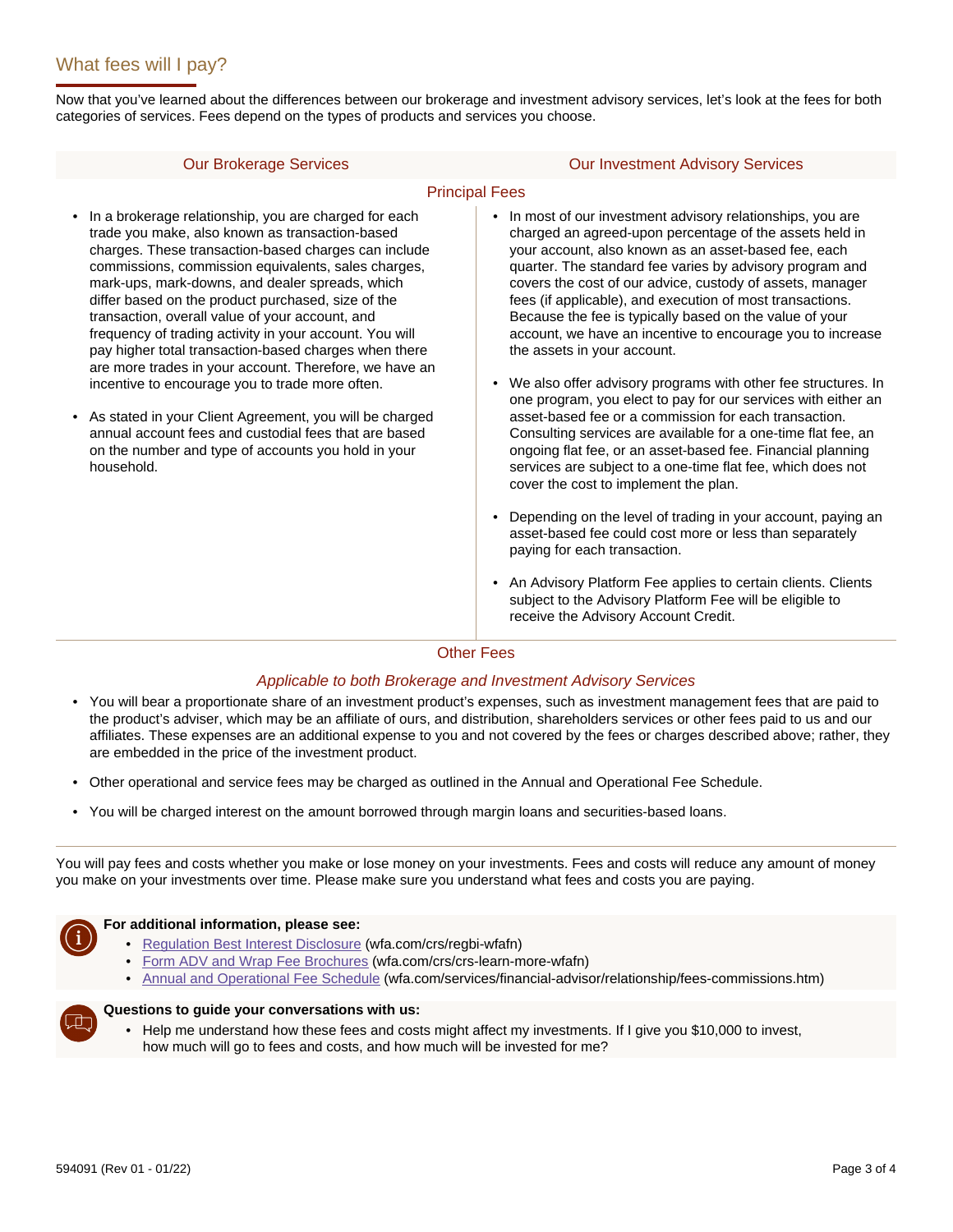## What fees will I pay?

Now that you've learned about the differences between our brokerage and investment advisory services, let's look at the fees for both categories of services. Fees depend on the types of products and services you choose.

### Principal Fees

#### Our Brokerage Services

- In a brokerage relationship, you are charged for each trade you make, also known as transaction-based charges. These transaction-based charges can include commissions, commission equivalents, sales charges, mark-ups, mark-downs, and dealer spreads, which differ based on the product purchased, size of the transaction, overall value of your account, and frequency of trading activity in your account. You will pay higher total transaction-based charges when there are more trades in your account. Therefore, we have an incentive to encourage you to trade more often.

- As stated in your Client Agreement, you will be charged annual account fees and custodial fees that are based on the number and type of accounts you hold in your household.

#### Our Investment Advisory Services

- In most of our investment advisory relationships, you are charged an agreed-upon percentage of the assets held in your account, also known as an asset-based fee, each quarter. The standard fee varies by advisory program and covers the cost of our advice, custody of assets, manager fees (if applicable), and execution of most transactions. Because the fee is typically based on the value of your account, we have an incentive to encourage you to increase the assets in your account.

- We also offer advisory programs with other fee structures. In one program, you elect to pay for our services with either an asset-based fee or a commission for each transaction. Consulting services are available for a one-time flat fee, an ongoing flat fee, or an asset-based fee. Financial planning services are subject to a one-time flat fee, which does not cover the cost to implement the plan.

- Depending on the level of trading in your account, paying an asset-based fee could cost more or less than separately paying for each transaction.

- An Advisory Platform Fee applies to certain clients. Clients subject to the Advisory Platform Fee will be eligible to receive the Advisory Account Credit.

### Other Fees

*Applicable to both Brokerage and Investment Advisory Services*

- You will bear a proportionate share of an investment product's expenses, such as investment management fees that are paid to the product's adviser, which may be an affiliate of ours, and distribution, shareholders services or other fees paid to us and our affiliates. These expenses are an additional expense to you and not covered by the fees or charges described above; rather, they are embedded in the price of the investment product.

- Other operational and service fees may be charged as outlined in the Annual and Operational Fee Schedule.

- You will be charged interest on the amount borrowed through margin loans and securities-based loans.

---

You will pay fees and costs whether you make or lose money on your investments. Fees and costs will reduce any amount of money you make on your investments over time. Please make sure you understand what fees and costs you are paying.

**For additional information, please see:**

- Regulation Best Interest Disclosure (wfa.com/crs/regbi-wfafn)
- Form ADV and Wrap Fee Brochures (wfa.com/crs/crs-learn-more-wfafn)
- Annual and Operational Fee Schedule (wfa.com/services/financial-advisor/relationship/fees-commissions.htm)

**Questions to guide your conversations with us:**

- Help me understand how these fees and costs might affect my investments. If I give you $10,000 to invest, how much will go to fees and costs, and how much will be invested for me?

594091 (Rev 01 - 01/22)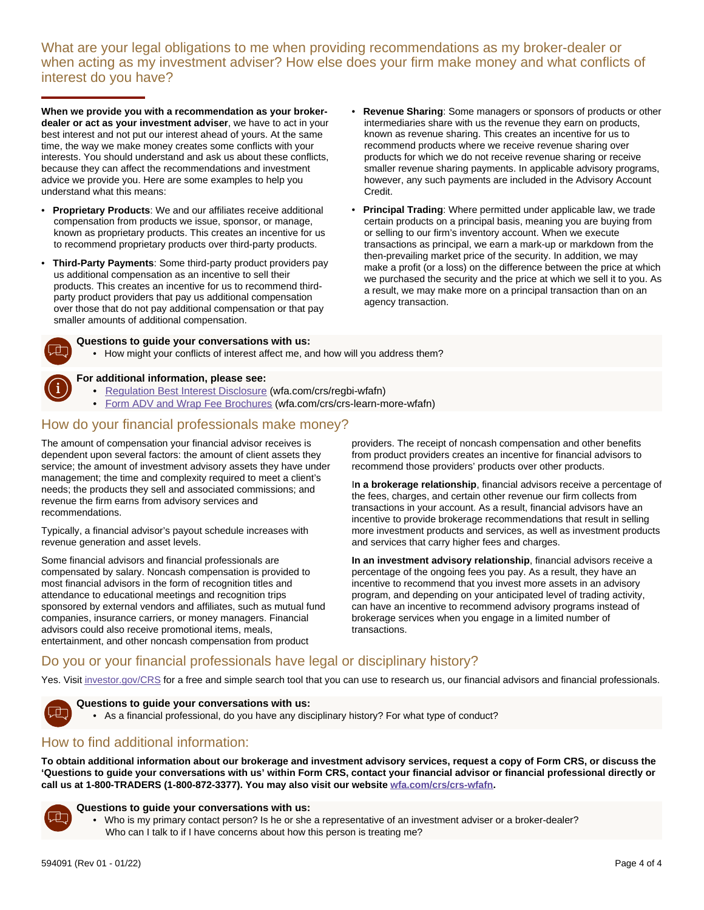## What are your legal obligations to me when providing recommendations as my broker-dealer or when acting as my investment adviser? How else does your firm make money and what conflicts of interest do you have?

**When we provide you with a recommendation as your broker-dealer or act as your investment adviser**, we have to act in your best interest and not put our interest ahead of yours. At the same time, the way we make money creates some conflicts with your interests. You should understand and ask us about these conflicts, because they can affect the recommendations and investment advice we provide you. Here are some examples to help you understand what this means:

- **Proprietary Products**: We and our affiliates receive additional compensation from products we issue, sponsor, or manage, known as proprietary products. This creates an incentive for us to recommend proprietary products over third-party products.
- **Third-Party Payments**: Some third-party product providers pay us additional compensation as an incentive to sell their products. This creates an incentive for us to recommend third-party product providers that pay us additional compensation over those that do not pay additional compensation or that pay smaller amounts of additional compensation.
- **Revenue Sharing**: Some managers or sponsors of products or other intermediaries share with us the revenue they earn on products, known as revenue sharing. This creates an incentive for us to recommend products where we receive revenue sharing over products for which we do not receive revenue sharing or receive smaller revenue sharing payments. In applicable advisory programs, however, any such payments are included in the Advisory Account Credit.
- **Principal Trading**: Where permitted under applicable law, we trade certain products on a principal basis, meaning you are buying from or selling to our firm's inventory account. When we execute transactions as principal, we earn a mark-up or markdown from the then-prevailing market price of the security. In addition, we may make a profit (or a loss) on the difference between the price at which we purchased the security and the price at which we sell it to you. As a result, we may make more on a principal transaction than on an agency transaction.

**Questions to guide your conversations with us:**
- How might your conflicts of interest affect me, and how will you address them?

**For additional information, please see:**
- Regulation Best Interest Disclosure (wfa.com/crs/regbi-wfafn)
- Form ADV and Wrap Fee Brochures (wfa.com/crs/crs-learn-more-wfafn)

## How do your financial professionals make money?

The amount of compensation your financial advisor receives is dependent upon several factors: the amount of client assets they service; the amount of investment advisory assets they have under management; the time and complexity required to meet a client's needs; the products they sell and associated commissions; and revenue the firm earns from advisory services and recommendations.

Typically, a financial advisor's payout schedule increases with revenue generation and asset levels.

Some financial advisors and financial professionals are compensated by salary. Noncash compensation is provided to most financial advisors in the form of recognition titles and attendance to educational meetings and recognition trips sponsored by external vendors and affiliates, such as mutual fund companies, insurance carriers, or money managers. Financial advisors could also receive promotional items, meals, entertainment, and other noncash compensation from product providers. The receipt of noncash compensation and other benefits from product providers creates an incentive for financial advisors to recommend those providers' products over other products.

I**n a brokerage relationship**, financial advisors receive a percentage of the fees, charges, and certain other revenue our firm collects from transactions in your account. As a result, financial advisors have an incentive to provide brokerage recommendations that result in selling more investment products and services, as well as investment products and services that carry higher fees and charges.

**In an investment advisory relationship**, financial advisors receive a percentage of the ongoing fees you pay. As a result, they have an incentive to recommend that you invest more assets in an advisory program, and depending on your anticipated level of trading activity, can have an incentive to recommend advisory programs instead of brokerage services when you engage in a limited number of transactions.

## Do you or your financial professionals have legal or disciplinary history?

Yes. Visit investor.gov/CRS for a free and simple search tool that you can use to research us, our financial advisors and financial professionals.

**Questions to guide your conversations with us:**
- As a financial professional, do you have any disciplinary history? For what type of conduct?

## How to find additional information:

**To obtain additional information about our brokerage and investment advisory services, request a copy of Form CRS, or discuss the 'Questions to guide your conversations with us' within Form CRS, contact your financial advisor or financial professional directly or call us at 1-800-TRADERS (1-800-872-3377). You may also visit our website wfa.com/crs/crs-wfafn.**

**Questions to guide your conversations with us:**
- Who is my primary contact person? Is he or she a representative of an investment adviser or a broker-dealer? Who can I talk to if I have concerns about how this person is treating me?

594091 (Rev 01 - 01/22)